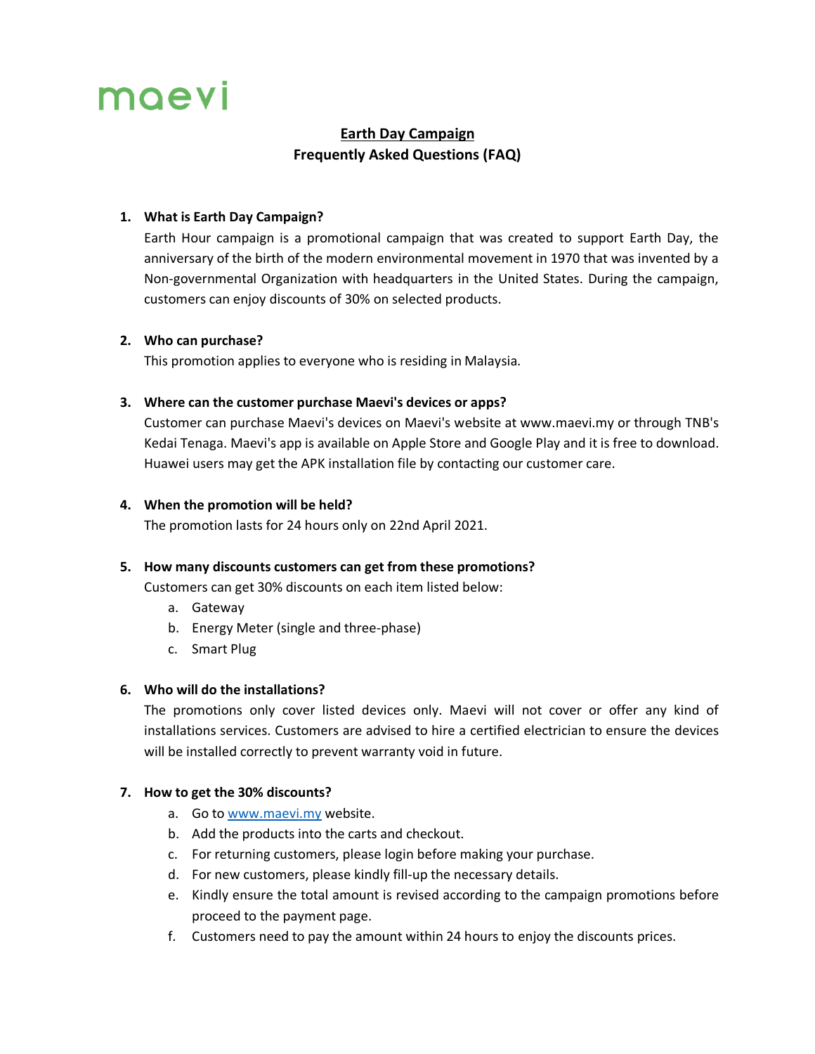maevi

# Earth Day Campaign

## Frequently Asked Questions (FAQ)

1. **What is Earth Day Campaign?**

   Earth Hour campaign is a promotional campaign that was created to support Earth Day, the anniversary of the birth of the modern environmental movement in 1970 that was invented by a Non-governmental Organization with headquarters in the United States. During the campaign, customers can enjoy discounts of 30% on selected products.

2. **Who can purchase?**

   This promotion applies to everyone who is residing in Malaysia.

3. **Where can the customer purchase Maevi's devices or apps?**

   Customer can purchase Maevi's devices on Maevi's website at www.maevi.my or through TNB's Kedai Tenaga. Maevi's app is available on Apple Store and Google Play and it is free to download. Huawei users may get the APK installation file by contacting our customer care.

4. **When the promotion will be held?**

   The promotion lasts for 24 hours only on 22nd April 2021.

5. **How many discounts customers can get from these promotions?**

   Customers can get 30% discounts on each item listed below:

   a. Gateway
   b. Energy Meter (single and three-phase)
   c. Smart Plug

6. **Who will do the installations?**

   The promotions only cover listed devices only. Maevi will not cover or offer any kind of installations services. Customers are advised to hire a certified electrician to ensure the devices will be installed correctly to prevent warranty void in future.

7. **How to get the 30% discounts?**

   a. Go to [www.maevi.my](www.maevi.my) website.
   b. Add the products into the carts and checkout.
   c. For returning customers, please login before making your purchase.
   d. For new customers, please kindly fill-up the necessary details.
   e. Kindly ensure the total amount is revised according to the campaign promotions before proceed to the payment page.
   f. Customers need to pay the amount within 24 hours to enjoy the discounts prices.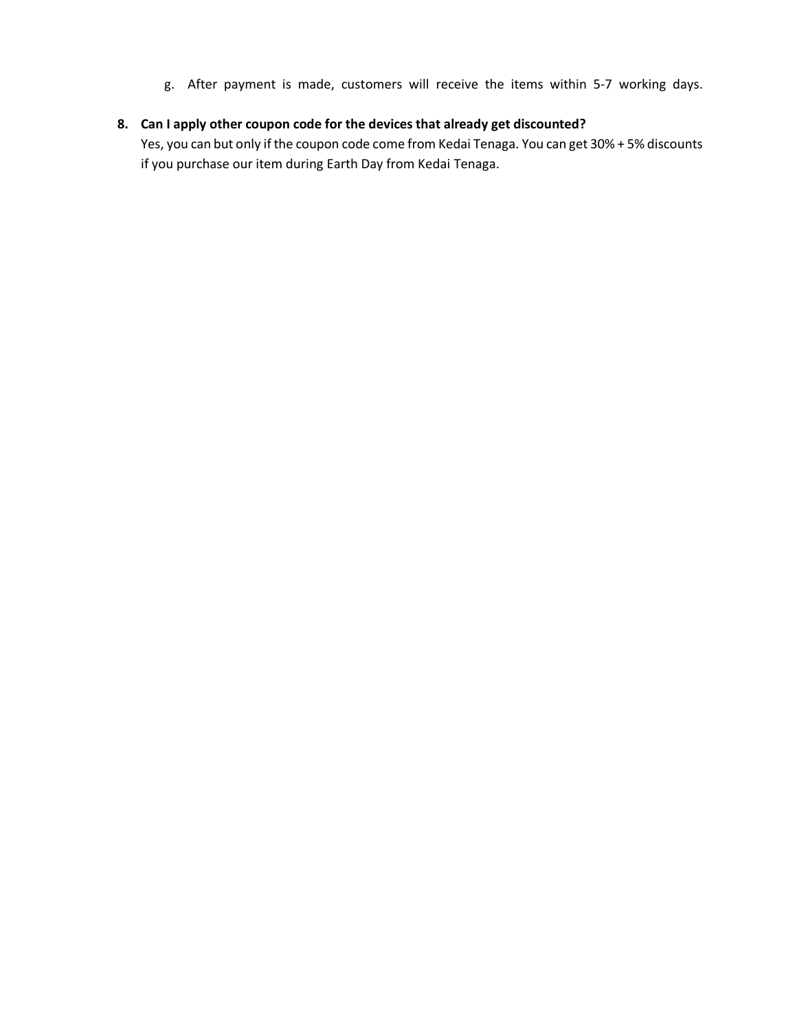g. After payment is made, customers will receive the items within 5-7 working days.

8. **Can I apply other coupon code for the devices that already get discounted?**
   Yes, you can but only if the coupon code come from Kedai Tenaga. You can get 30% + 5% discounts if you purchase our item during Earth Day from Kedai Tenaga.